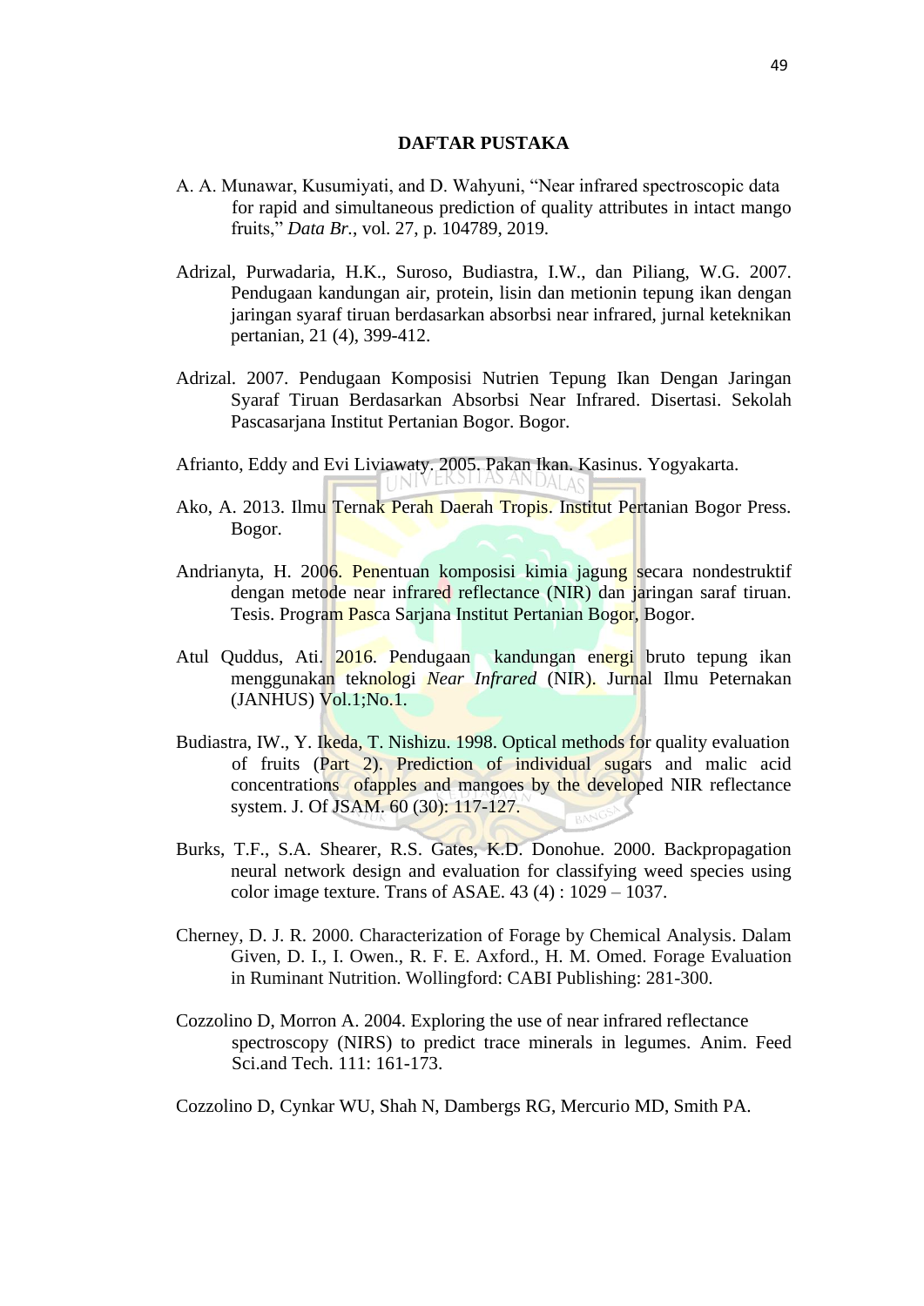# DAFTAR PUSTAKA

A. A. Munawar, Kusumiyati, and D. Wahyuni, "Near infrared spectroscopic data for rapid and simultaneous prediction of quality attributes in intact mango fruits," *Data Br.*, vol. 27, p. 104789, 2019.

Adrizal, Purwadaria, H.K., Suroso, Budiastra, I.W., dan Piliang, W.G. 2007. Pendugaan kandungan air, protein, lisin dan metionin tepung ikan dengan jaringan syaraf tiruan berdasarkan absorbsi near infrared, jurnal keteknikan pertanian, 21 (4), 399-412.

Adrizal. 2007. Pendugaan Komposisi Nutrien Tepung Ikan Dengan Jaringan Syaraf Tiruan Berdasarkan Absorbsi Near Infrared. Disertasi. Sekolah Pascasarjana Institut Pertanian Bogor. Bogor.

Afrianto, Eddy and Evi Liviawaty. 2005. Pakan Ikan. Kasinus. Yogyakarta.

Ako, A. 2013. Ilmu Ternak Perah Daerah Tropis. Institut Pertanian Bogor Press. Bogor.

Andrianyta, H. 2006. Penentuan komposisi kimia jagung secara nondestruktif dengan metode near infrared reflectance (NIR) dan jaringan saraf tiruan. Tesis. Program Pasca Sarjana Institut Pertanian Bogor, Bogor.

Atul Quddus, Ati. 2016. Pendugaan kandungan energi bruto tepung ikan menggunakan teknologi *Near Infrared* (NIR). Jurnal Ilmu Peternakan (JANHUS) Vol.1;No.1.

Budiastra, IW., Y. Ikeda, T. Nishizu. 1998. Optical methods for quality evaluation of fruits (Part 2). Prediction of individual sugars and malic acid concentrations ofapples and mangoes by the developed NIR reflectance system. J. Of JSAM. 60 (30): 117-127.

Burks, T.F., S.A. Shearer, R.S. Gates, K.D. Donohue. 2000. Backpropagation neural network design and evaluation for classifying weed species using color image texture. Trans of ASAE. 43 (4) : 1029 – 1037.

Cherney, D. J. R. 2000. Characterization of Forage by Chemical Analysis. Dalam Given, D. I., I. Owen., R. F. E. Axford., H. M. Omed. Forage Evaluation in Ruminant Nutrition. Wollingford: CABI Publishing: 281-300.

Cozzolino D, Morron A. 2004. Exploring the use of near infrared reflectance spectroscopy (NIRS) to predict trace minerals in legumes. Anim. Feed Sci.and Tech. 111: 161-173.

Cozzolino D, Cynkar WU, Shah N, Dambergs RG, Mercurio MD, Smith PA.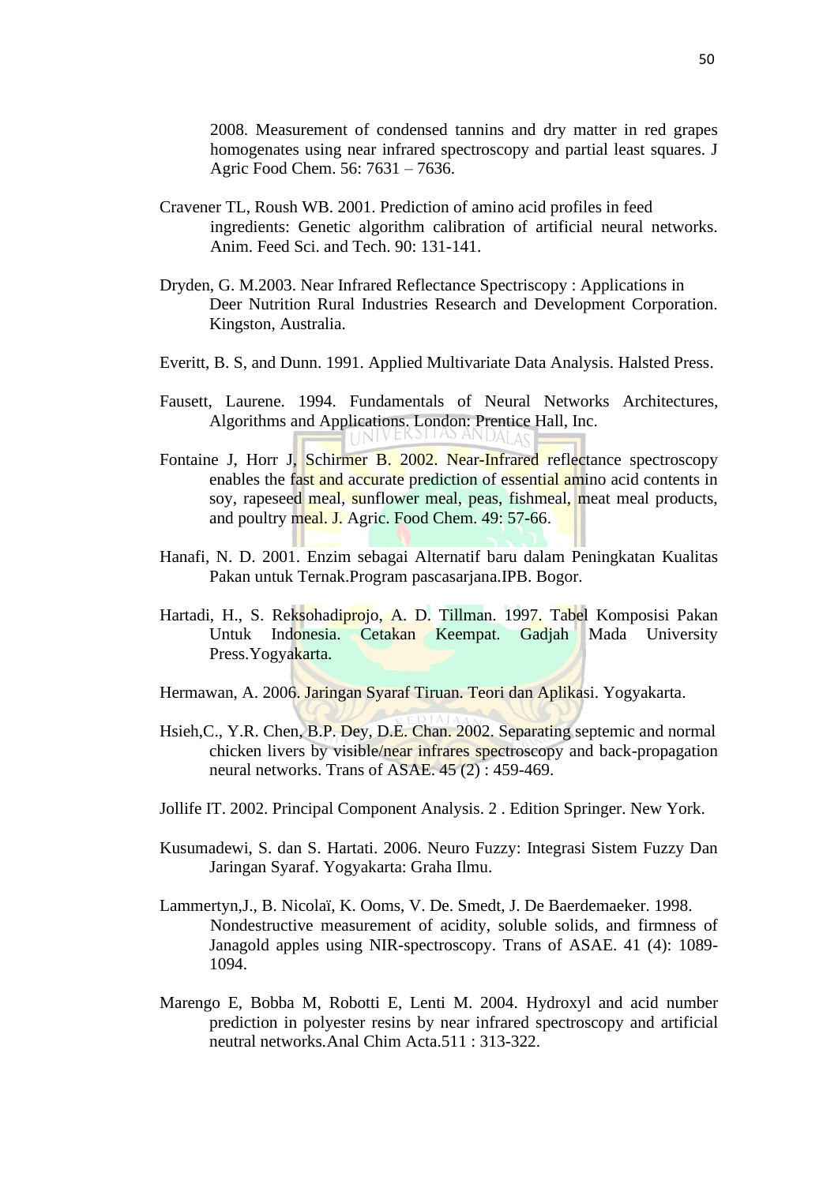2008. Measurement of condensed tannins and dry matter in red grapes homogenates using near infrared spectroscopy and partial least squares. J Agric Food Chem. 56: 7631 – 7636.

Cravener TL, Roush WB. 2001. Prediction of amino acid profiles in feed ingredients: Genetic algorithm calibration of artificial neural networks. Anim. Feed Sci. and Tech. 90: 131-141.

Dryden, G. M.2003. Near Infrared Reflectance Spectriscopy : Applications in Deer Nutrition Rural Industries Research and Development Corporation. Kingston, Australia.

Everitt, B. S, and Dunn. 1991. Applied Multivariate Data Analysis. Halsted Press.

Fausett, Laurene. 1994. Fundamentals of Neural Networks Architectures, Algorithms and Applications. London: Prentice Hall, Inc.

Fontaine J, Horr J, Schirmer B. 2002. Near-Infrared reflectance spectroscopy enables the fast and accurate prediction of essential amino acid contents in soy, rapeseed meal, sunflower meal, peas, fishmeal, meat meal products, and poultry meal. J. Agric. Food Chem. 49: 57-66.

Hanafi, N. D. 2001. Enzim sebagai Alternatif baru dalam Peningkatan Kualitas Pakan untuk Ternak.Program pascasarjana.IPB. Bogor.

Hartadi, H., S. Reksohadiprojo, A. D. Tillman. 1997. Tabel Komposisi Pakan Untuk Indonesia. Cetakan Keempat. Gadjah Mada University Press.Yogyakarta.

Hermawan, A. 2006. Jaringan Syaraf Tiruan. Teori dan Aplikasi. Yogyakarta.

Hsieh,C., Y.R. Chen, B.P. Dey, D.E. Chan. 2002. Separating septemic and normal chicken livers by visible/near infrares spectroscopy and back-propagation neural networks. Trans of ASAE. 45 (2) : 459-469.

Jollife IT. 2002. Principal Component Analysis. 2 . Edition Springer. New York.

Kusumadewi, S. dan S. Hartati. 2006. Neuro Fuzzy: Integrasi Sistem Fuzzy Dan Jaringan Syaraf. Yogyakarta: Graha Ilmu.

Lammertyn,J., B. Nicolaï, K. Ooms, V. De. Smedt, J. De Baerdemaeker. 1998. Nondestructive measurement of acidity, soluble solids, and firmness of Janagold apples using NIR-spectroscopy. Trans of ASAE. 41 (4): 1089-1094.

Marengo E, Bobba M, Robotti E, Lenti M. 2004. Hydroxyl and acid number prediction in polyester resins by near infrared spectroscopy and artificial neutral networks.Anal Chim Acta.511 : 313-322.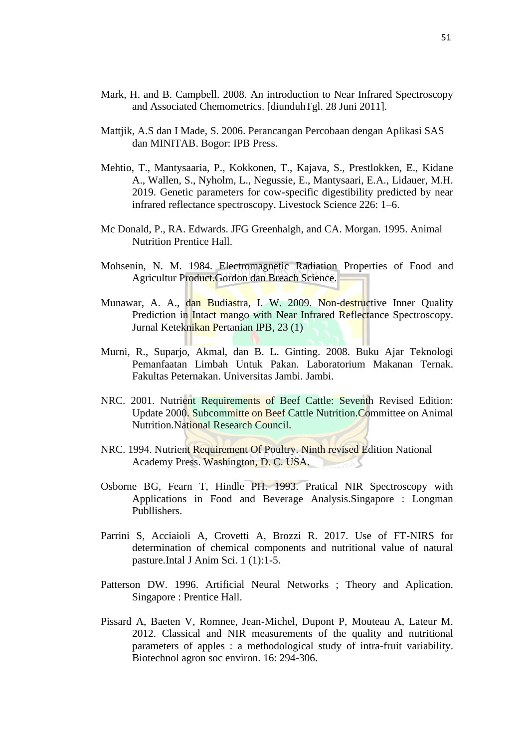Mark, H. and B. Campbell. 2008. An introduction to Near Infrared Spectroscopy and Associated Chemometrics. [diunduhTgl. 28 Juni 2011].

Mattjik, A.S dan I Made, S. 2006. Perancangan Percobaan dengan Aplikasi SAS dan MINITAB. Bogor: IPB Press.

Mehtio, T., Mantysaaria, P., Kokkonen, T., Kajava, S., Prestlokken, E., Kidane A., Wallen, S., Nyholm, L., Negussie, E., Mantysaari, E.A., Lidauer, M.H. 2019. Genetic parameters for cow-specific digestibility predicted by near infrared reflectance spectroscopy. Livestock Science 226: 1–6.

Mc Donald, P., RA. Edwards. JFG Greenhalgh, and CA. Morgan. 1995. Animal Nutrition Prentice Hall.

Mohsenin, N. M. 1984. Electromagnetic Radiation Properties of Food and Agricultur Product.Gordon dan Breach Science.

Munawar, A. A., dan Budiastra, I. W. 2009. Non-destructive Inner Quality Prediction in Intact mango with Near Infrared Reflectance Spectroscopy. Jurnal Keteknikan Pertanian IPB, 23 (1)

Murni, R., Suparjo, Akmal, dan B. L. Ginting. 2008. Buku Ajar Teknologi Pemanfaatan Limbah Untuk Pakan. Laboratorium Makanan Ternak. Fakultas Peternakan. Universitas Jambi. Jambi.

NRC. 2001. Nutrient Requirements of Beef Cattle: Seventh Revised Edition: Update 2000. Subcommitte on Beef Cattle Nutrition.Committee on Animal Nutrition.National Research Council.

NRC. 1994. Nutrient Requirement Of Poultry. Ninth revised Edition National Academy Press. Washington, D. C. USA.

Osborne BG, Fearn T, Hindle PH. 1993. Pratical NIR Spectroscopy with Applications in Food and Beverage Analysis.Singapore : Longman Publlishers.

Parrini S, Acciaioli A, Crovetti A, Brozzi R. 2017. Use of FT-NIRS for determination of chemical components and nutritional value of natural pasture.Intal J Anim Sci. 1 (1):1-5.

Patterson DW. 1996. Artificial Neural Networks ; Theory and Aplication. Singapore : Prentice Hall.

Pissard A, Baeten V, Romnee, Jean-Michel, Dupont P, Mouteau A, Lateur M. 2012. Classical and NIR measurements of the quality and nutritional parameters of apples : a methodological study of intra-fruit variability. Biotechnol agron soc environ. 16: 294-306.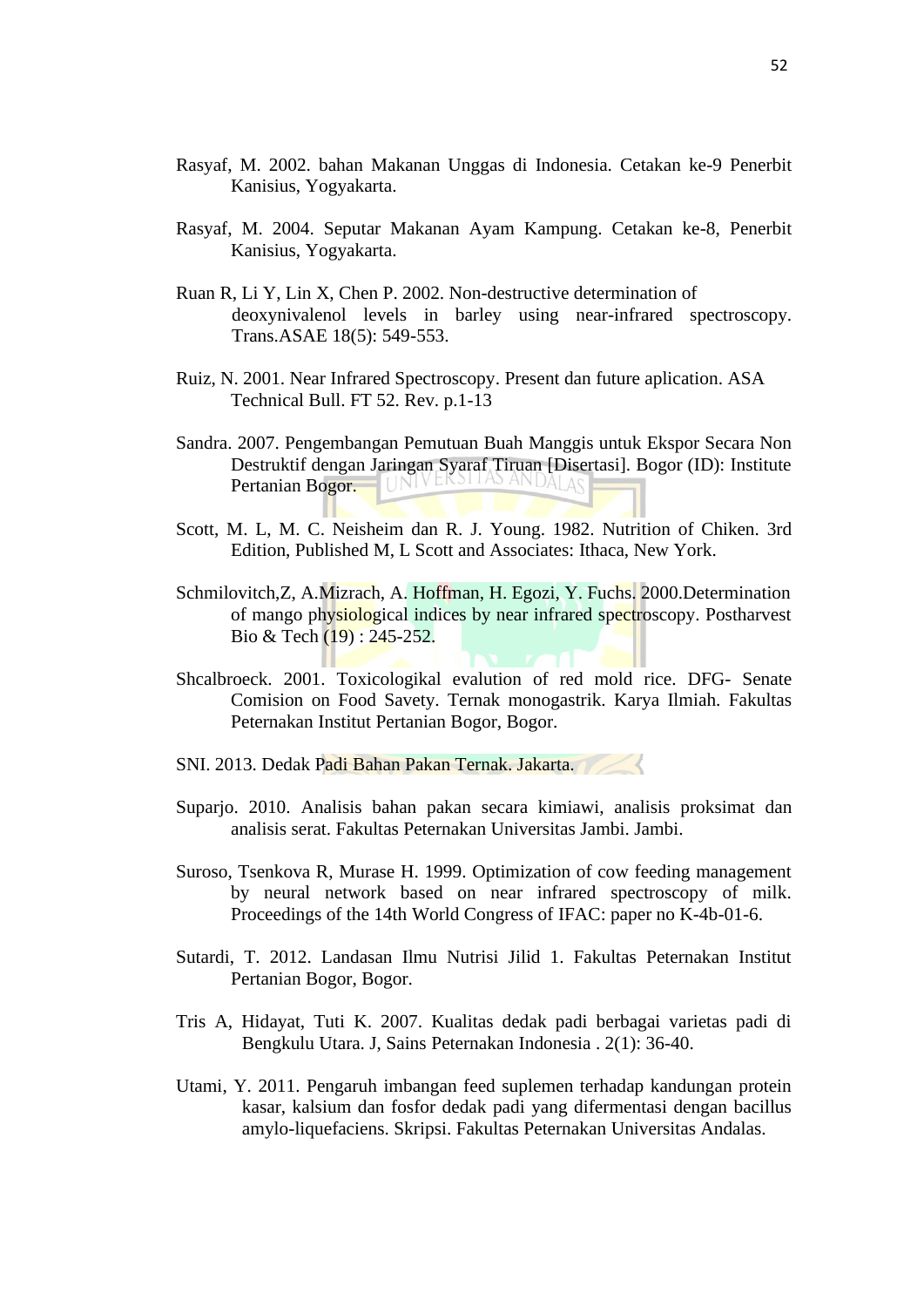Rasyaf, M. 2002. bahan Makanan Unggas di Indonesia. Cetakan ke-9 Penerbit Kanisius, Yogyakarta.

Rasyaf, M. 2004. Seputar Makanan Ayam Kampung. Cetakan ke-8, Penerbit Kanisius, Yogyakarta.

Ruan R, Li Y, Lin X, Chen P. 2002. Non-destructive determination of deoxynivalenol levels in barley using near-infrared spectroscopy. Trans.ASAE 18(5): 549-553.

Ruiz, N. 2001. Near Infrared Spectroscopy. Present dan future aplication. ASA Technical Bull. FT 52. Rev. p.1-13

Sandra. 2007. Pengembangan Pemutuan Buah Manggis untuk Ekspor Secara Non Destruktif dengan Jaringan Syaraf Tiruan [Disertasi]. Bogor (ID): Institute Pertanian Bogor.

Scott, M. L, M. C. Neisheim dan R. J. Young. 1982. Nutrition of Chiken. 3rd Edition, Published M, L Scott and Associates: Ithaca, New York.

Schmilovitch,Z, A.Mizrach, A. Hoffman, H. Egozi, Y. Fuchs. 2000.Determination of mango physiological indices by near infrared spectroscopy. Postharvest Bio & Tech (19) : 245-252.

Shcalbroeck. 2001. Toxicologikal evalution of red mold rice. DFG- Senate Comision on Food Savety. Ternak monogastrik. Karya Ilmiah. Fakultas Peternakan Institut Pertanian Bogor, Bogor.

SNI. 2013. Dedak Padi Bahan Pakan Ternak. Jakarta.

Suparjo. 2010. Analisis bahan pakan secara kimiawi, analisis proksimat dan analisis serat. Fakultas Peternakan Universitas Jambi. Jambi.

Suroso, Tsenkova R, Murase H. 1999. Optimization of cow feeding management by neural network based on near infrared spectroscopy of milk. Proceedings of the 14th World Congress of IFAC: paper no K-4b-01-6.

Sutardi, T. 2012. Landasan Ilmu Nutrisi Jilid 1. Fakultas Peternakan Institut Pertanian Bogor, Bogor.

Tris A, Hidayat, Tuti K. 2007. Kualitas dedak padi berbagai varietas padi di Bengkulu Utara. J, Sains Peternakan Indonesia . 2(1): 36-40.

Utami, Y. 2011. Pengaruh imbangan feed suplemen terhadap kandungan protein kasar, kalsium dan fosfor dedak padi yang difermentasi dengan bacillus amylo-liquefaciens. Skripsi. Fakultas Peternakan Universitas Andalas.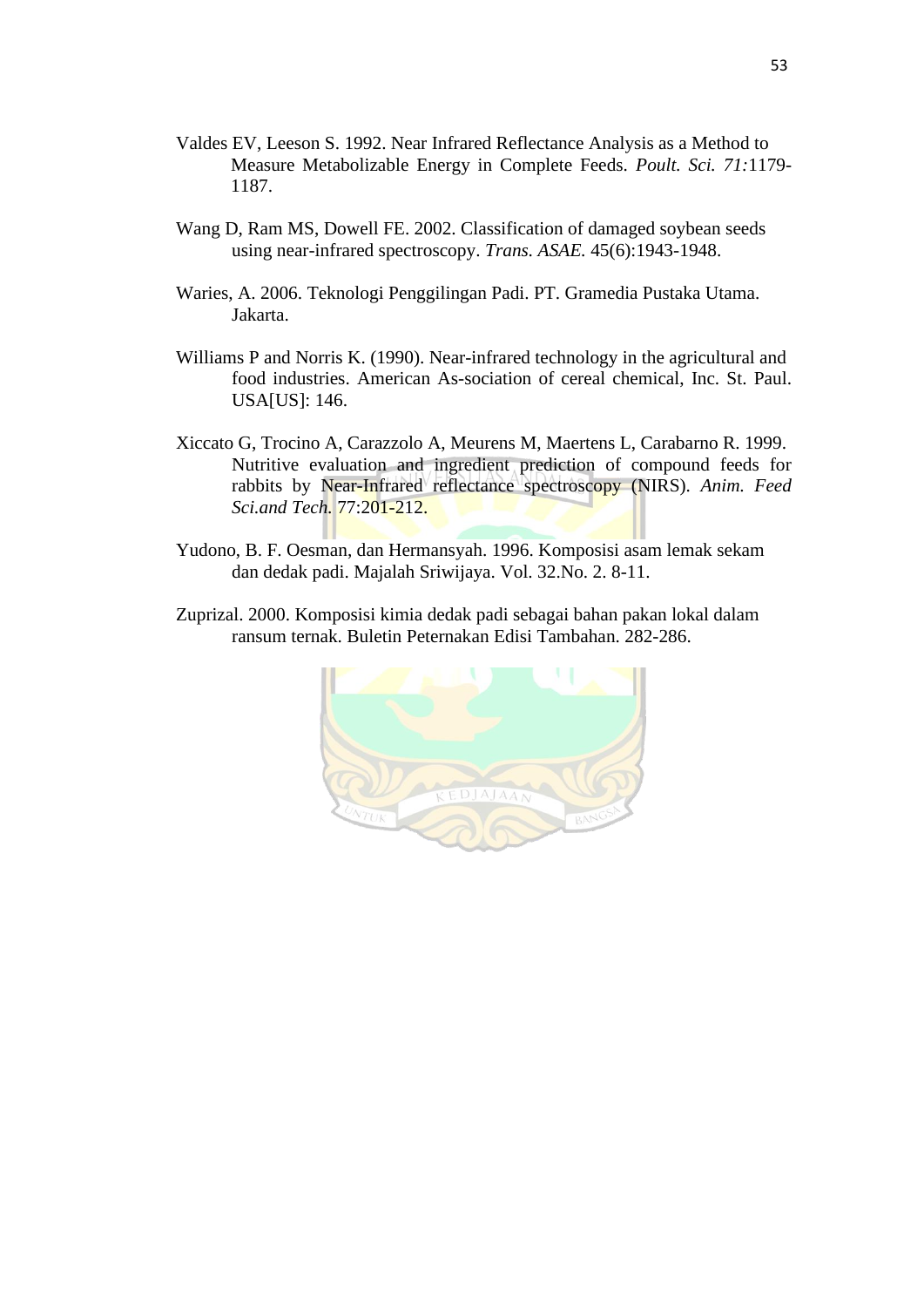Valdes EV, Leeson S. 1992. Near Infrared Reflectance Analysis as a Method to Measure Metabolizable Energy in Complete Feeds. *Poult. Sci. 71:*1179-1187.

Wang D, Ram MS, Dowell FE. 2002. Classification of damaged soybean seeds using near-infrared spectroscopy. *Trans. ASAE.* 45(6):1943-1948.

Waries, A. 2006. Teknologi Penggilingan Padi. PT. Gramedia Pustaka Utama. Jakarta.

Williams P and Norris K. (1990). Near-infrared technology in the agricultural and food industries. American As-sociation of cereal chemical, Inc. St. Paul. USA[US]: 146.

Xiccato G, Trocino A, Carazzolo A, Meurens M, Maertens L, Carabarno R. 1999. Nutritive evaluation and ingredient prediction of compound feeds for rabbits by Near-Infrared reflectance spectroscopy (NIRS). *Anim. Feed Sci.and Tech.* 77:201-212.

Yudono, B. F. Oesman, dan Hermansyah. 1996. Komposisi asam lemak sekam dan dedak padi. Majalah Sriwijaya. Vol. 32.No. 2. 8-11.

Zuprizal. 2000. Komposisi kimia dedak padi sebagai bahan pakan lokal dalam ransum ternak. Buletin Peternakan Edisi Tambahan. 282-286.